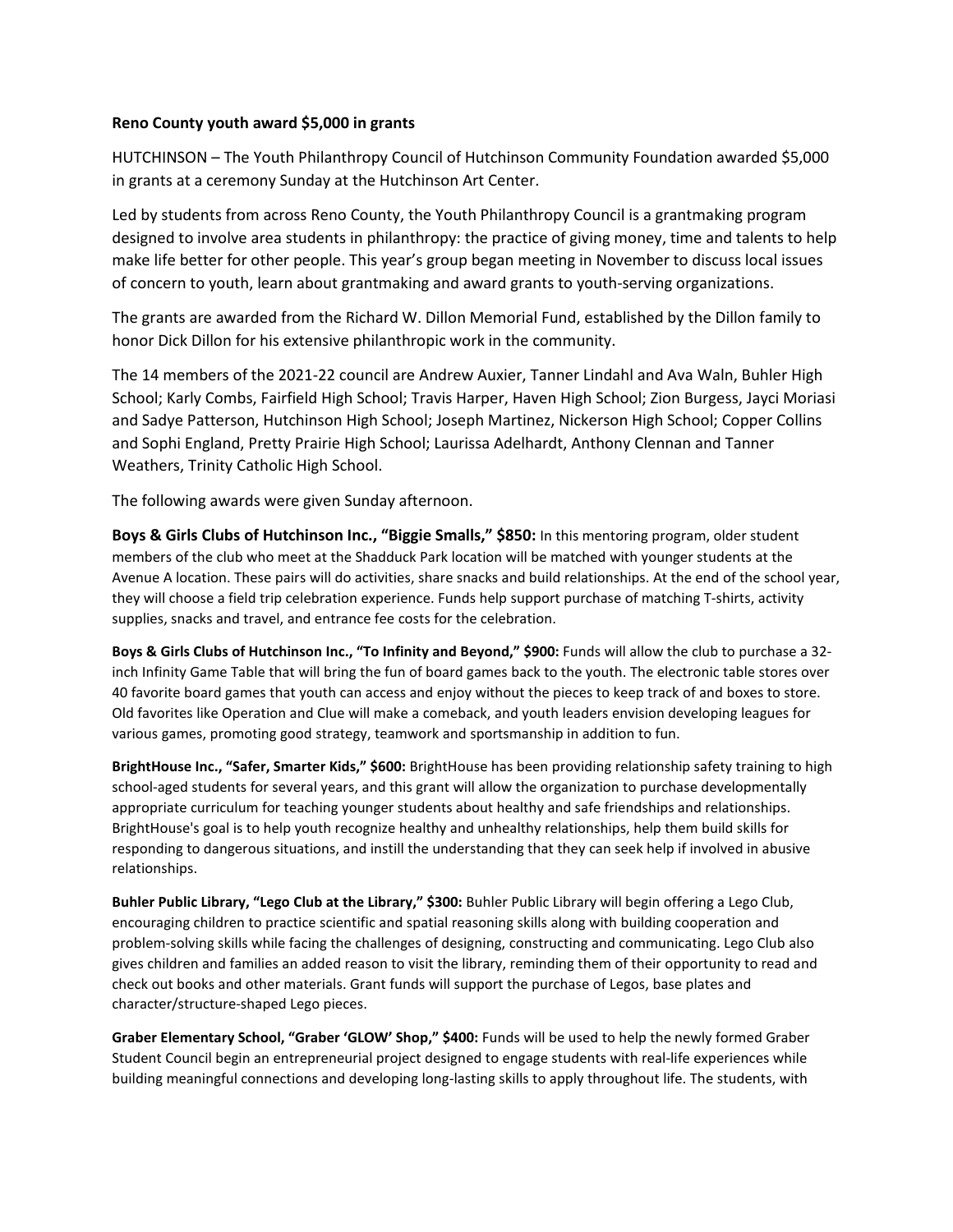**Reno County youth award $5,000 in grants**

HUTCHINSON – The Youth Philanthropy Council of Hutchinson Community Foundation awarded $5,000 in grants at a ceremony Sunday at the Hutchinson Art Center.

Led by students from across Reno County, the Youth Philanthropy Council is a grantmaking program designed to involve area students in philanthropy: the practice of giving money, time and talents to help make life better for other people. This year's group began meeting in November to discuss local issues of concern to youth, learn about grantmaking and award grants to youth-serving organizations.

The grants are awarded from the Richard W. Dillon Memorial Fund, established by the Dillon family to honor Dick Dillon for his extensive philanthropic work in the community.

The 14 members of the 2021-22 council are Andrew Auxier, Tanner Lindahl and Ava Waln, Buhler High School; Karly Combs, Fairfield High School; Travis Harper, Haven High School; Zion Burgess, Jayci Moriasi and Sadye Patterson, Hutchinson High School; Joseph Martinez, Nickerson High School; Copper Collins and Sophi England, Pretty Prairie High School; Laurissa Adelhardt, Anthony Clennan and Tanner Weathers, Trinity Catholic High School.

The following awards were given Sunday afternoon.

**Boys & Girls Clubs of Hutchinson Inc., "Biggie Smalls," $850:** In this mentoring program, older student members of the club who meet at the Shadduck Park location will be matched with younger students at the Avenue A location. These pairs will do activities, share snacks and build relationships. At the end of the school year, they will choose a field trip celebration experience. Funds help support purchase of matching T-shirts, activity supplies, snacks and travel, and entrance fee costs for the celebration.

**Boys & Girls Clubs of Hutchinson Inc., "To Infinity and Beyond," $900:** Funds will allow the club to purchase a 32-inch Infinity Game Table that will bring the fun of board games back to the youth. The electronic table stores over 40 favorite board games that youth can access and enjoy without the pieces to keep track of and boxes to store. Old favorites like Operation and Clue will make a comeback, and youth leaders envision developing leagues for various games, promoting good strategy, teamwork and sportsmanship in addition to fun.

**BrightHouse Inc., "Safer, Smarter Kids," $600:** BrightHouse has been providing relationship safety training to high school-aged students for several years, and this grant will allow the organization to purchase developmentally appropriate curriculum for teaching younger students about healthy and safe friendships and relationships. BrightHouse's goal is to help youth recognize healthy and unhealthy relationships, help them build skills for responding to dangerous situations, and instill the understanding that they can seek help if involved in abusive relationships.

**Buhler Public Library, "Lego Club at the Library," $300:** Buhler Public Library will begin offering a Lego Club, encouraging children to practice scientific and spatial reasoning skills along with building cooperation and problem-solving skills while facing the challenges of designing, constructing and communicating. Lego Club also gives children and families an added reason to visit the library, reminding them of their opportunity to read and check out books and other materials. Grant funds will support the purchase of Legos, base plates and character/structure-shaped Lego pieces.

**Graber Elementary School, "Graber 'GLOW' Shop," $400:** Funds will be used to help the newly formed Graber Student Council begin an entrepreneurial project designed to engage students with real-life experiences while building meaningful connections and developing long-lasting skills to apply throughout life. The students, with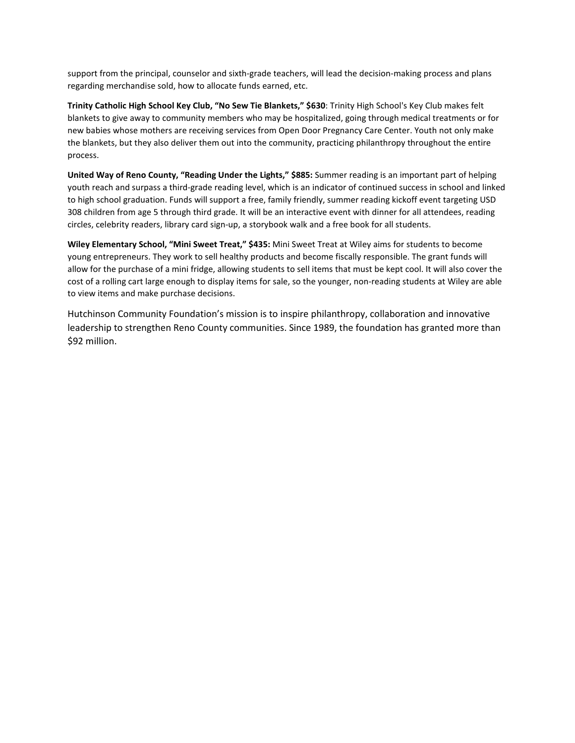support from the principal, counselor and sixth-grade teachers, will lead the decision-making process and plans regarding merchandise sold, how to allocate funds earned, etc.

**Trinity Catholic High School Key Club, "No Sew Tie Blankets," $630**: Trinity High School's Key Club makes felt blankets to give away to community members who may be hospitalized, going through medical treatments or for new babies whose mothers are receiving services from Open Door Pregnancy Care Center. Youth not only make the blankets, but they also deliver them out into the community, practicing philanthropy throughout the entire process.

**United Way of Reno County, "Reading Under the Lights," $885:** Summer reading is an important part of helping youth reach and surpass a third-grade reading level, which is an indicator of continued success in school and linked to high school graduation. Funds will support a free, family friendly, summer reading kickoff event targeting USD 308 children from age 5 through third grade. It will be an interactive event with dinner for all attendees, reading circles, celebrity readers, library card sign-up, a storybook walk and a free book for all students.

**Wiley Elementary School, "Mini Sweet Treat," $435:** Mini Sweet Treat at Wiley aims for students to become young entrepreneurs. They work to sell healthy products and become fiscally responsible. The grant funds will allow for the purchase of a mini fridge, allowing students to sell items that must be kept cool. It will also cover the cost of a rolling cart large enough to display items for sale, so the younger, non-reading students at Wiley are able to view items and make purchase decisions.

Hutchinson Community Foundation's mission is to inspire philanthropy, collaboration and innovative leadership to strengthen Reno County communities. Since 1989, the foundation has granted more than $92 million.